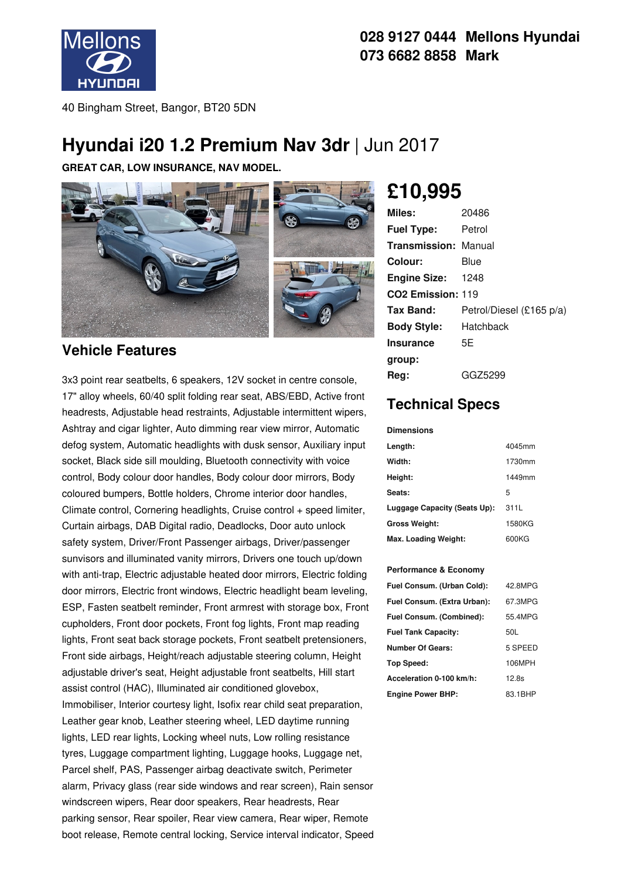028 9127 0444 Mellons Hyundai
073 6682 8858 Mark

40 Bingham Street, Bangor, BT20 5DN

# Hyundai i20 1.2 Premium Nav 3dr | Jun 2017

**GREAT CAR, LOW INSURANCE, NAV MODEL.**

## £10,995

| | |
|---|---|
| **Miles:** | 20486 |
| **Fuel Type:** | Petrol |
| **Transmission:** | Manual |
| **Colour:** | Blue |
| **Engine Size:** | 1248 |
| **CO2 Emission:** | 119 |
| **Tax Band:** | Petrol/Diesel (£165 p/a) |
| **Body Style:** | Hatchback |
| **Insurance group:** | 5E |
| **Reg:** | GGZ5299 |

## Technical Specs

**Dimensions**

| | |
|---|---|
| **Length:** | 4045mm |
| **Width:** | 1730mm |
| **Height:** | 1449mm |
| **Seats:** | 5 |
| **Luggage Capacity (Seats Up):** | 311L |
| **Gross Weight:** | 1580KG |
| **Max. Loading Weight:** | 600KG |

**Performance & Economy**

| | |
|---|---|
| **Fuel Consum. (Urban Cold):** | 42.8MPG |
| **Fuel Consum. (Extra Urban):** | 67.3MPG |
| **Fuel Consum. (Combined):** | 55.4MPG |
| **Fuel Tank Capacity:** | 50L |
| **Number Of Gears:** | 5 SPEED |
| **Top Speed:** | 106MPH |
| **Acceleration 0-100 km/h:** | 12.8s |
| **Engine Power BHP:** | 83.1BHP |

## Vehicle Features

3x3 point rear seatbelts, 6 speakers, 12V socket in centre console, 17" alloy wheels, 60/40 split folding rear seat, ABS/EBD, Active front headrests, Adjustable head restraints, Adjustable intermittent wipers, Ashtray and cigar lighter, Auto dimming rear view mirror, Automatic defog system, Automatic headlights with dusk sensor, Auxiliary input socket, Black side sill moulding, Bluetooth connectivity with voice control, Body colour door handles, Body colour door mirrors, Body coloured bumpers, Bottle holders, Chrome interior door handles, Climate control, Cornering headlights, Cruise control + speed limiter, Curtain airbags, DAB Digital radio, Deadlocks, Door auto unlock safety system, Driver/Front Passenger airbags, Driver/passenger sunvisors and illuminated vanity mirrors, Drivers one touch up/down with anti-trap, Electric adjustable heated door mirrors, Electric folding door mirrors, Electric front windows, Electric headlight beam leveling, ESP, Fasten seatbelt reminder, Front armrest with storage box, Front cupholders, Front door pockets, Front fog lights, Front map reading lights, Front seat back storage pockets, Front seatbelt pretensioners, Front side airbags, Height/reach adjustable steering column, Height adjustable driver's seat, Height adjustable front seatbelts, Hill start assist control (HAC), Illuminated air conditioned glovebox, Immobiliser, Interior courtesy light, Isofix rear child seat preparation, Leather gear knob, Leather steering wheel, LED daytime running lights, LED rear lights, Locking wheel nuts, Low rolling resistance tyres, Luggage compartment lighting, Luggage hooks, Luggage net, Parcel shelf, PAS, Passenger airbag deactivate switch, Perimeter alarm, Privacy glass (rear side windows and rear screen), Rain sensor windscreen wipers, Rear door speakers, Rear headrests, Rear parking sensor, Rear spoiler, Rear view camera, Rear wiper, Remote boot release, Remote central locking, Service interval indicator, Speed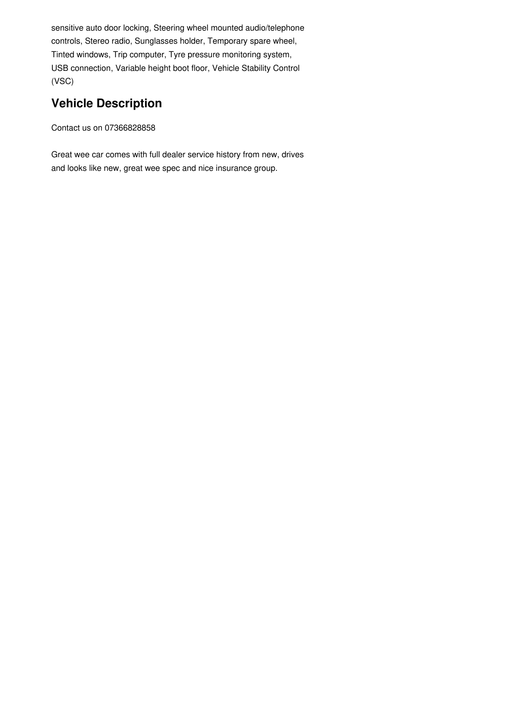sensitive auto door locking, Steering wheel mounted audio/telephone controls, Stereo radio, Sunglasses holder, Temporary spare wheel, Tinted windows, Trip computer, Tyre pressure monitoring system, USB connection, Variable height boot floor, Vehicle Stability Control (VSC)

## Vehicle Description

Contact us on 07366828858

Great wee car comes with full dealer service history from new, drives and looks like new, great wee spec and nice insurance group.